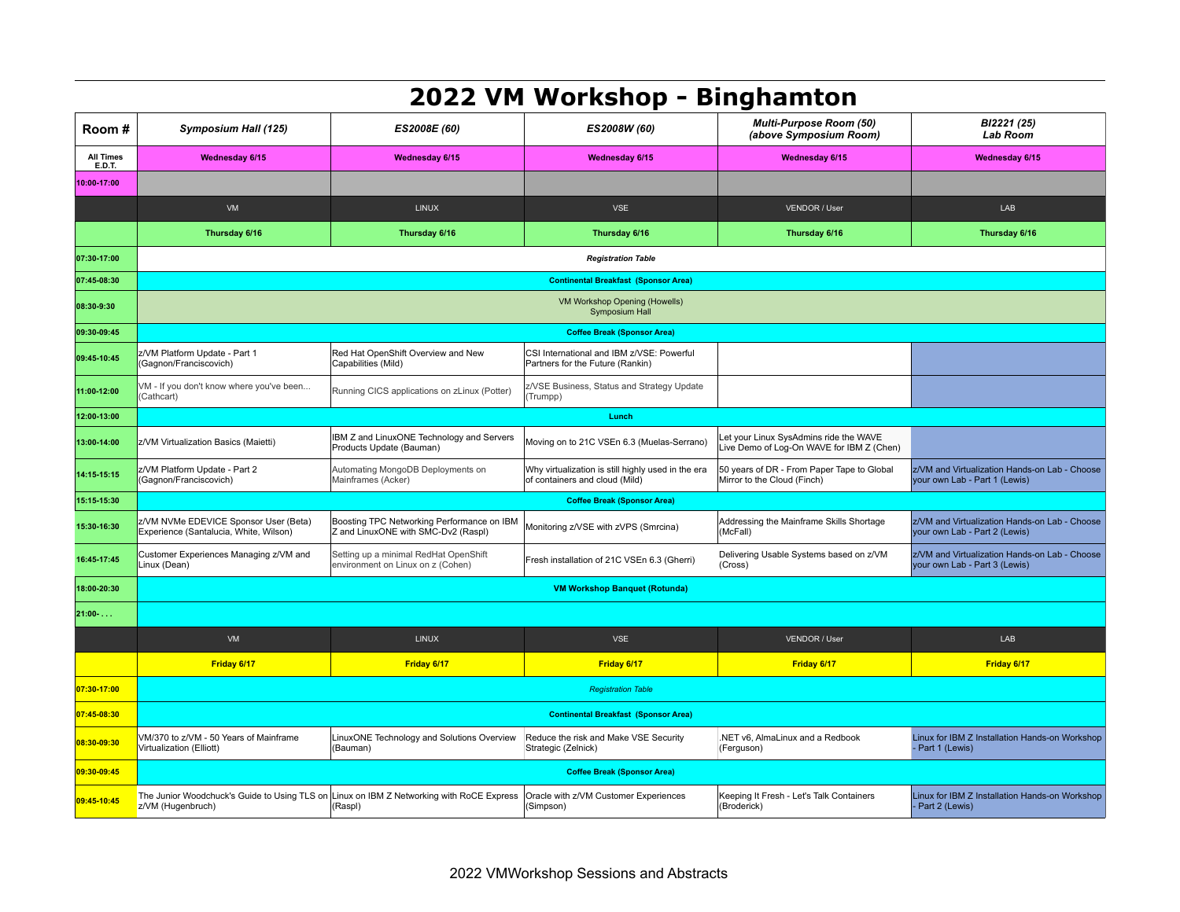# 2022 VM Workshop - Binghamton

| Room # | *Symposium Hall (125)* | *ES2008E (60)* | *ES2008W (60)* | *Multi-Purpose Room (50) (above Symposium Room)* | *BI2221 (25) Lab Room* |
|---|---|---|---|---|---|
| **All Times E.D.T.** | **Wednesday 6/15** | **Wednesday 6/15** | **Wednesday 6/15** | **Wednesday 6/15** | **Wednesday 6/15** |
| **10:00-17:00** | | | | | |
| | VM | LINUX | VSE | VENDOR / User | LAB |
| | **Thursday 6/16** | **Thursday 6/16** | **Thursday 6/16** | **Thursday 6/16** | **Thursday 6/16** |
| **07:30-17:00** | ***Registration Table*** | | | | |
| **07:45-08:30** | **Continental Breakfast (Sponsor Area)** | | | | |
| **08:30-9:30** | VM Workshop Opening (Howells) Symposium Hall | | | | |
| **09:30-09:45** | **Coffee Break (Sponsor Area)** | | | | |
| **09:45-10:45** | z/VM Platform Update - Part 1 (Gagnon/Franciscovich) | Red Hat OpenShift Overview and New Capabilities (Mild) | CSI International and IBM z/VSE: Powerful Partners for the Future (Rankin) | | |
| **11:00-12:00** | VM - If you don't know where you've been... (Cathcart) | Running CICS applications on zLinux (Potter) | z/VSE Business, Status and Strategy Update (Trumpp) | | |
| **12:00-13:00** | **Lunch** | | | | |
| **13:00-14:00** | z/VM Virtualization Basics (Maietti) | IBM Z and LinuxONE Technology and Servers Products Update (Bauman) | Moving on to 21C VSEn 6.3 (Muelas-Serrano) | Let your Linux SysAdmins ride the WAVE Live Demo of Log-On WAVE for IBM Z (Chen) | |
| **14:15-15:15** | z/VM Platform Update - Part 2 (Gagnon/Franciscovich) | Automating MongoDB Deployments on Mainframes (Acker) | Why virtualization is still highly used in the era of containers and cloud (Mild) | 50 years of DR - From Paper Tape to Global Mirror to the Cloud (Finch) | z/VM and Virtualization Hands-on Lab - Choose your own Lab - Part 1 (Lewis) |
| **15:15-15:30** | **Coffee Break (Sponsor Area)** | | | | |
| **15:30-16:30** | z/VM NVMe EDEVICE Sponsor User (Beta) Experience (Santalucia, White, Wilson) | Boosting TPC Networking Performance on IBM Z and LinuxONE with SMC-Dv2 (Raspl) | Monitoring z/VSE with zVPS (Smrcina) | Addressing the Mainframe Skills Shortage (McFall) | z/VM and Virtualization Hands-on Lab - Choose your own Lab - Part 2 (Lewis) |
| **16:45-17:45** | Customer Experiences Managing z/VM and Linux (Dean) | Setting up a minimal RedHat OpenShift environment on Linux on z (Cohen) | Fresh installation of 21C VSEn 6.3 (Gherri) | Delivering Usable Systems based on z/VM (Cross) | z/VM and Virtualization Hands-on Lab - Choose your own Lab - Part 3 (Lewis) |
| **18:00-20:30** | **VM Workshop Banquet (Rotunda)** | | | | |
| **21:00- . . .** | | | | | |
| | VM | LINUX | VSE | VENDOR / User | LAB |
| | **Friday 6/17** | **Friday 6/17** | **Friday 6/17** | **Friday 6/17** | **Friday 6/17** |
| **07:30-17:00** | *Registration Table* | | | | |
| **07:45-08:30** | **Continental Breakfast (Sponsor Area)** | | | | |
| **08:30-09:30** | VM/370 to z/VM - 50 Years of Mainframe Virtualization (Elliott) | LinuxONE Technology and Solutions Overview (Bauman) | Reduce the risk and Make VSE Security Strategic (Zelnick) | .NET v6, AlmaLinux and a Redbook (Ferguson) | Linux for IBM Z Installation Hands-on Workshop - Part 1 (Lewis) |
| **09:30-09:45** | **Coffee Break (Sponsor Area)** | | | | |
| **09:45-10:45** | The Junior Woodchuck's Guide to Using TLS on z/VM (Hugenbruch) | Linux on IBM Z Networking with RoCE Express (Raspl) | Oracle with z/VM Customer Experiences (Simpson) | Keeping It Fresh - Let's Talk Containers (Broderick) | Linux for IBM Z Installation Hands-on Workshop - Part 2 (Lewis) |

2022 VMWorkshop Sessions and Abstracts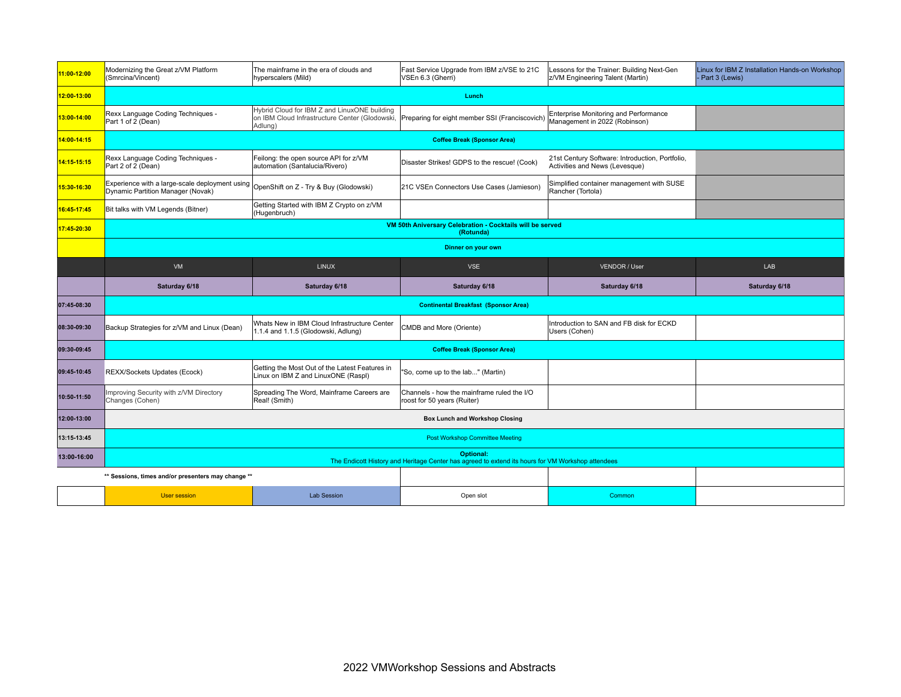| | | | | | |
|---|---|---|---|---|---|
| 11:00-12:00 | Modernizing the Great z/VM Platform (Smrcina/Vincent) | The mainframe in the era of clouds and hyperscalers (Mild) | Fast Service Upgrade from IBM z/VSE to 21C VSEn 6.3 (Gherri) | Lessons for the Trainer: Building Next-Gen z/VM Engineering Talent (Martin) | Linux for IBM Z Installation Hands-on Workshop - Part 3 (Lewis) |
| 12:00-13:00 | | | **Lunch** | | |
| 13:00-14:00 | Rexx Language Coding Techniques - Part 1 of 2 (Dean) | Hybrid Cloud for IBM Z and LinuxONE building on IBM Cloud Infrastructure Center (Glodowski, Adlung) | Preparing for eight member SSI (Franciscovich) | Enterprise Monitoring and Performance Management in 2022 (Robinson) | |
| 14:00-14:15 | | | **Coffee Break (Sponsor Area)** | | |
| 14:15-15:15 | Rexx Language Coding Techniques - Part 2 of 2 (Dean) | Feilong: the open source API for z/VM automation (Santalucia/Rivero) | Disaster Strikes! GDPS to the rescue! (Cook) | 21st Century Software: Introduction, Portfolio, Activities and News (Levesque) | |
| 15:30-16:30 | Experience with a large-scale deployment using Dynamic Partition Manager (Novak) | OpenShift on Z - Try & Buy (Glodowski) | 21C VSEn Connectors Use Cases (Jamieson) | Simplified container management with SUSE Rancher (Tortola) | |
| 16:45-17:45 | Bit talks with VM Legends (Bitner) | Getting Started with IBM Z Crypto on z/VM (Hugenbruch) | | | |
| 17:45-20:30 | | | **VM 50th Aniversary Celebration - Cocktails will be served (Rotunda)** | | |
| | | | **Dinner on your own** | | |
| | VM | LINUX | VSE | VENDOR / User | LAB |
| | **Saturday 6/18** | **Saturday 6/18** | **Saturday 6/18** | **Saturday 6/18** | **Saturday 6/18** |
| 07:45-08:30 | | | **Continental Breakfast (Sponsor Area)** | | |
| 08:30-09:30 | Backup Strategies for z/VM and Linux (Dean) | Whats New in IBM Cloud Infrastructure Center 1.1.4 and 1.1.5 (Glodowski, Adlung) | CMDB and More (Oriente) | Introduction to SAN and FB disk for ECKD Users (Cohen) | |
| 09:30-09:45 | | | **Coffee Break (Sponsor Area)** | | |
| 09:45-10:45 | REXX/Sockets Updates (Ecock) | Getting the Most Out of the Latest Features in Linux on IBM Z and LinuxONE (Raspl) | "So, come up to the lab..." (Martin) | | |
| 10:50-11:50 | Improving Security with z/VM Directory Changes (Cohen) | Spreading The Word, Mainframe Careers are Real! (Smith) | Channels - how the mainframe ruled the I/O roost for 50 years (Ruiter) | | |
| 12:00-13:00 | | | **Box Lunch and Workshop Closing** | | |
| 13:15-13:45 | | | Post Workshop Committee Meeting | | |
| 13:00-16:00 | | | **Optional:** The Endicott History and Heritage Center has agreed to extend its hours for VM Workshop attendees | | |
| | ** Sessions, times and/or presenters may change ** | | | | |
| | User session | Lab Session | Open slot | Common | |

2022 VMWorkshop Sessions and Abstracts